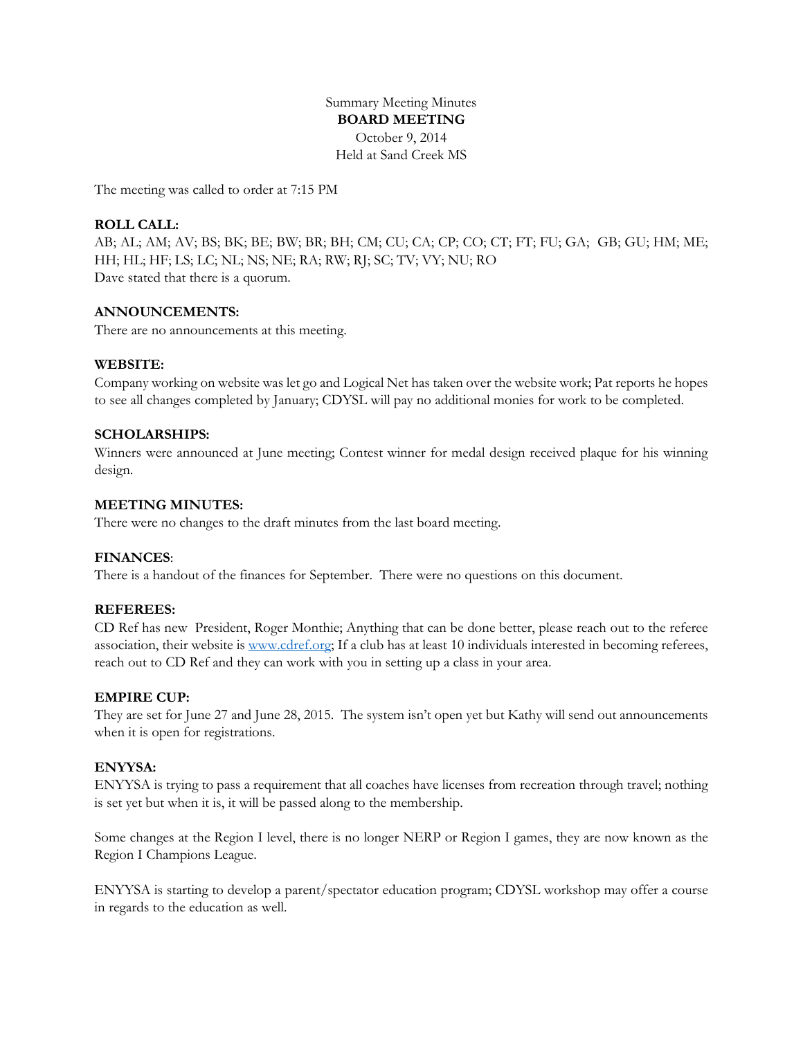Summary Meeting Minutes

**BOARD MEETING**

October 9, 2014

Held at Sand Creek MS

The meeting was called to order at 7:15 PM

**ROLL CALL:**

AB; AL; AM; AV; BS; BK; BE; BW; BR; BH; CM; CU; CA; CP; CO; CT; FT; FU; GA; GB; GU; HM; ME; HH; HL; HF; LS; LC; NL; NS; NE; RA; RW; RJ; SC; TV; VY; NU; RO

Dave stated that there is a quorum.

**ANNOUNCEMENTS:**

There are no announcements at this meeting.

**WEBSITE:**

Company working on website was let go and Logical Net has taken over the website work; Pat reports he hopes to see all changes completed by January; CDYSL will pay no additional monies for work to be completed.

**SCHOLARSHIPS:**

Winners were announced at June meeting; Contest winner for medal design received plaque for his winning design.

**MEETING MINUTES:**

There were no changes to the draft minutes from the last board meeting.

**FINANCES**:

There is a handout of the finances for September. There were no questions on this document.

**REFEREES:**

CD Ref has new President, Roger Monthie; Anything that can be done better, please reach out to the referee association, their website is [www.cdref.org](http://www.cdref.org); If a club has at least 10 individuals interested in becoming referees, reach out to CD Ref and they can work with you in setting up a class in your area.

**EMPIRE CUP:**

They are set for June 27 and June 28, 2015. The system isn't open yet but Kathy will send out announcements when it is open for registrations.

**ENYYSA:**

ENYYSA is trying to pass a requirement that all coaches have licenses from recreation through travel; nothing is set yet but when it is, it will be passed along to the membership.

Some changes at the Region I level, there is no longer NERP or Region I games, they are now known as the Region I Champions League.

ENYYSA is starting to develop a parent/spectator education program; CDYSL workshop may offer a course in regards to the education as well.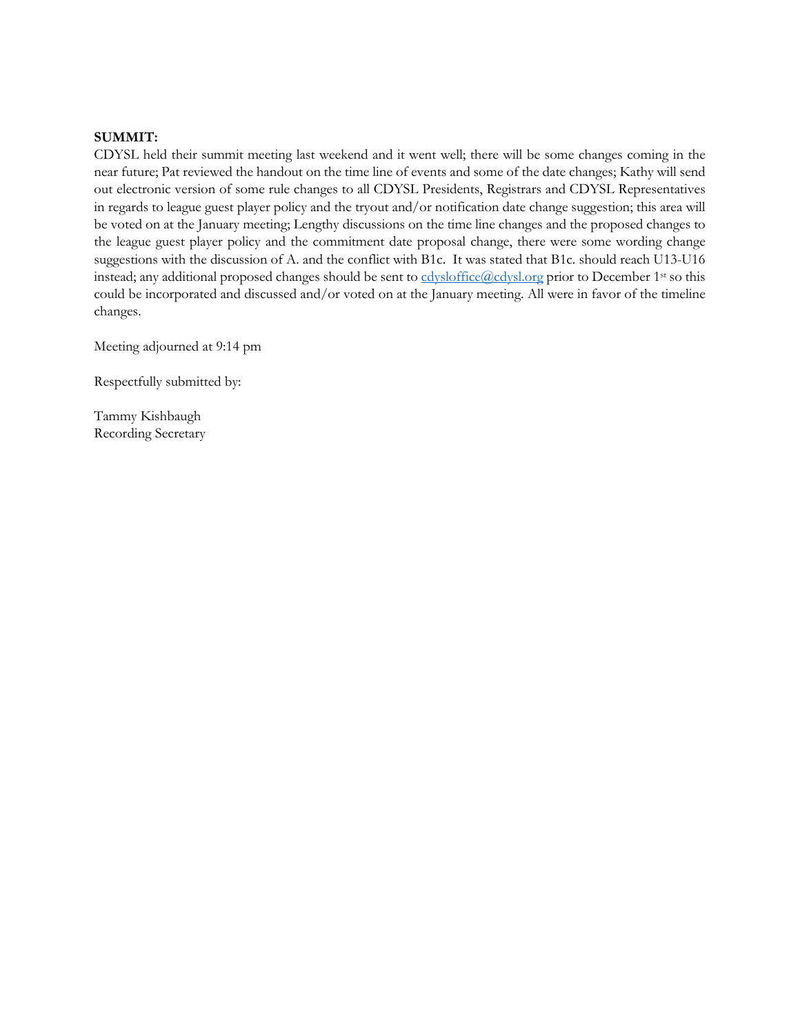**SUMMIT:**

CDYSL held their summit meeting last weekend and it went well; there will be some changes coming in the near future; Pat reviewed the handout on the time line of events and some of the date changes; Kathy will send out electronic version of some rule changes to all CDYSL Presidents, Registrars and CDYSL Representatives in regards to league guest player policy and the tryout and/or notification date change suggestion; this area will be voted on at the January meeting; Lengthy discussions on the time line changes and the proposed changes to the league guest player policy and the commitment date proposal change, there were some wording change suggestions with the discussion of A. and the conflict with B1c. It was stated that B1c. should reach U13-U16 instead; any additional proposed changes should be sent to [cdysloffice@cdysl.org](mailto:cdysloffice@cdysl.org) prior to December 1st so this could be incorporated and discussed and/or voted on at the January meeting. All were in favor of the timeline changes.

Meeting adjourned at 9:14 pm

Respectfully submitted by:

Tammy Kishbaugh
Recording Secretary